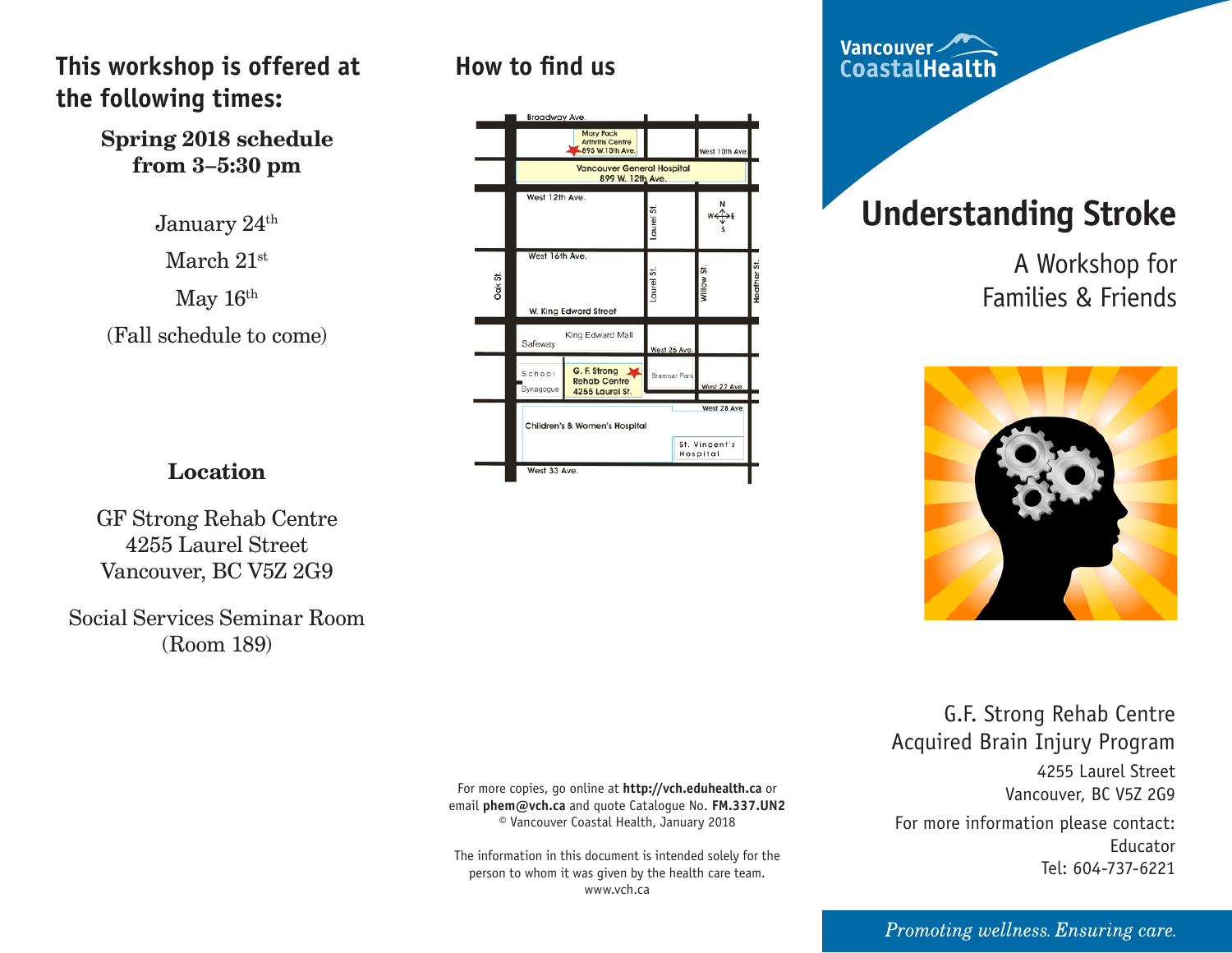## This workshop is offered at the following times:

**Spring 2018 schedule from 3–5:30 pm**

January 24th

March 21st

May 16th

(Fall schedule to come)

### Location

GF Strong Rehab Centre
4255 Laurel Street
Vancouver, BC V5Z 2G9

Social Services Seminar Room
(Room 189)

## How to find us

Broadway Ave.
Mary Pack Arthritis Centre 895 W.10th Ave.
West 10th Ave.
Vancouver General Hospital 899 W. 12th Ave.
West 12th Ave.
Laurel St.
West 16th Ave.
Oak St.
Laurel St.
Willow St.
Heather St.
W. King Edward Street
Safeway
King Edward Mall
West 26 Ave.
School
Synagogue
G. F. Strong Rehab Centre 4255 Laurel St.
Braemar Park
West 27 Ave
West 28 Ave
Children's & Women's Hospital
St. Vincent's Hospital
West 33 Ave.

For more copies, go online at **http://vch.eduhealth.ca** or email **phem@vch.ca** and quote Catalogue No. **FM.337.UN2**
© Vancouver Coastal Health, January 2018

The information in this document is intended solely for the person to whom it was given by the health care team.
www.vch.ca

Vancouver CoastalHealth

# Understanding Stroke

A Workshop for Families & Friends

G.F. Strong Rehab Centre
Acquired Brain Injury Program
4255 Laurel Street
Vancouver, BC V5Z 2G9

For more information please contact:
Educator
Tel: 604-737-6221

*Promoting wellness. Ensuring care.*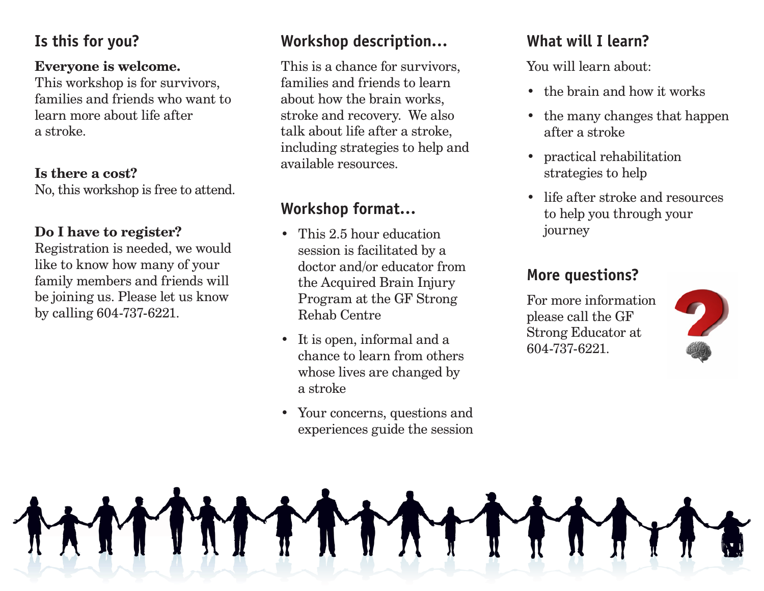## Is this for you?

**Everyone is welcome.**
This workshop is for survivors, families and friends who want to learn more about life after a stroke.

**Is there a cost?**
No, this workshop is free to attend.

**Do I have to register?**
Registration is needed, we would like to know how many of your family members and friends will be joining us. Please let us know by calling 604-737-6221.

## Workshop description...

This is a chance for survivors, families and friends to learn about how the brain works, stroke and recovery. We also talk about life after a stroke, including strategies to help and available resources.

## Workshop format...

- This 2.5 hour education session is facilitated by a doctor and/or educator from the Acquired Brain Injury Program at the GF Strong Rehab Centre
- It is open, informal and a chance to learn from others whose lives are changed by a stroke
- Your concerns, questions and experiences guide the session

## What will I learn?

You will learn about:

- the brain and how it works
- the many changes that happen after a stroke
- practical rehabilitation strategies to help
- life after stroke and resources to help you through your journey

## More questions?

For more information please call the GF Strong Educator at 604-737-6221.